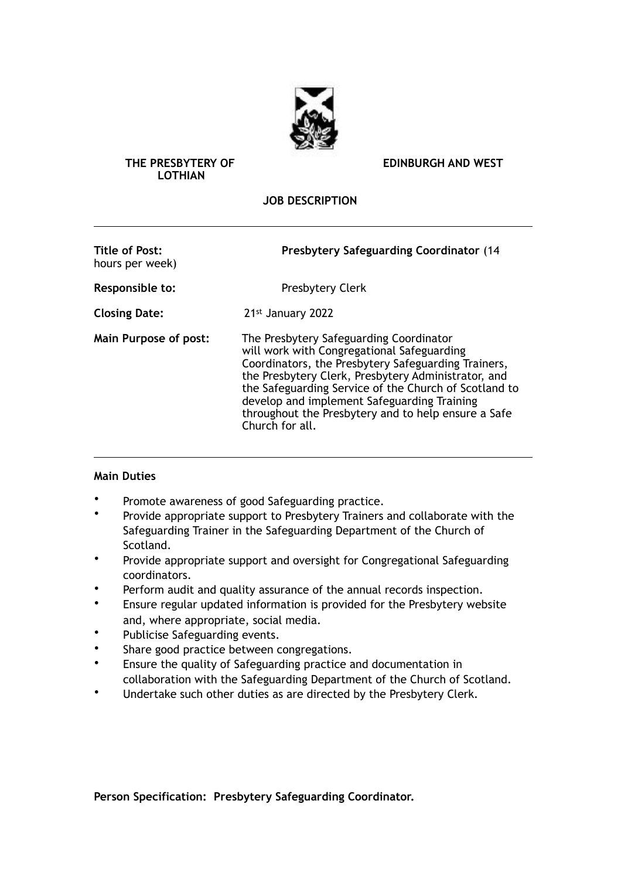**THE PRESBYTERY OF EDINBURGH AND WEST LOTHIAN**

**JOB DESCRIPTION**

---

| | |
|---|---|
| **Title of Post:** | **Presbytery Safeguarding Coordinator** (14 hours per week) |
| **Responsible to:** | Presbytery Clerk |
| **Closing Date:** | 21st January 2022 |
| **Main Purpose of post:** | The Presbytery Safeguarding Coordinator will work with Congregational Safeguarding Coordinators, the Presbytery Safeguarding Trainers, the Presbytery Clerk, Presbytery Administrator, and the Safeguarding Service of the Church of Scotland to develop and implement Safeguarding Training throughout the Presbytery and to help ensure a Safe Church for all. |

---

**Main Duties**

- Promote awareness of good Safeguarding practice.
- Provide appropriate support to Presbytery Trainers and collaborate with the Safeguarding Trainer in the Safeguarding Department of the Church of Scotland.
- Provide appropriate support and oversight for Congregational Safeguarding coordinators.
- Perform audit and quality assurance of the annual records inspection.
- Ensure regular updated information is provided for the Presbytery website and, where appropriate, social media.
- Publicise Safeguarding events.
- Share good practice between congregations.
- Ensure the quality of Safeguarding practice and documentation in collaboration with the Safeguarding Department of the Church of Scotland.
- Undertake such other duties as are directed by the Presbytery Clerk.

**Person Specification: Presbytery Safeguarding Coordinator.**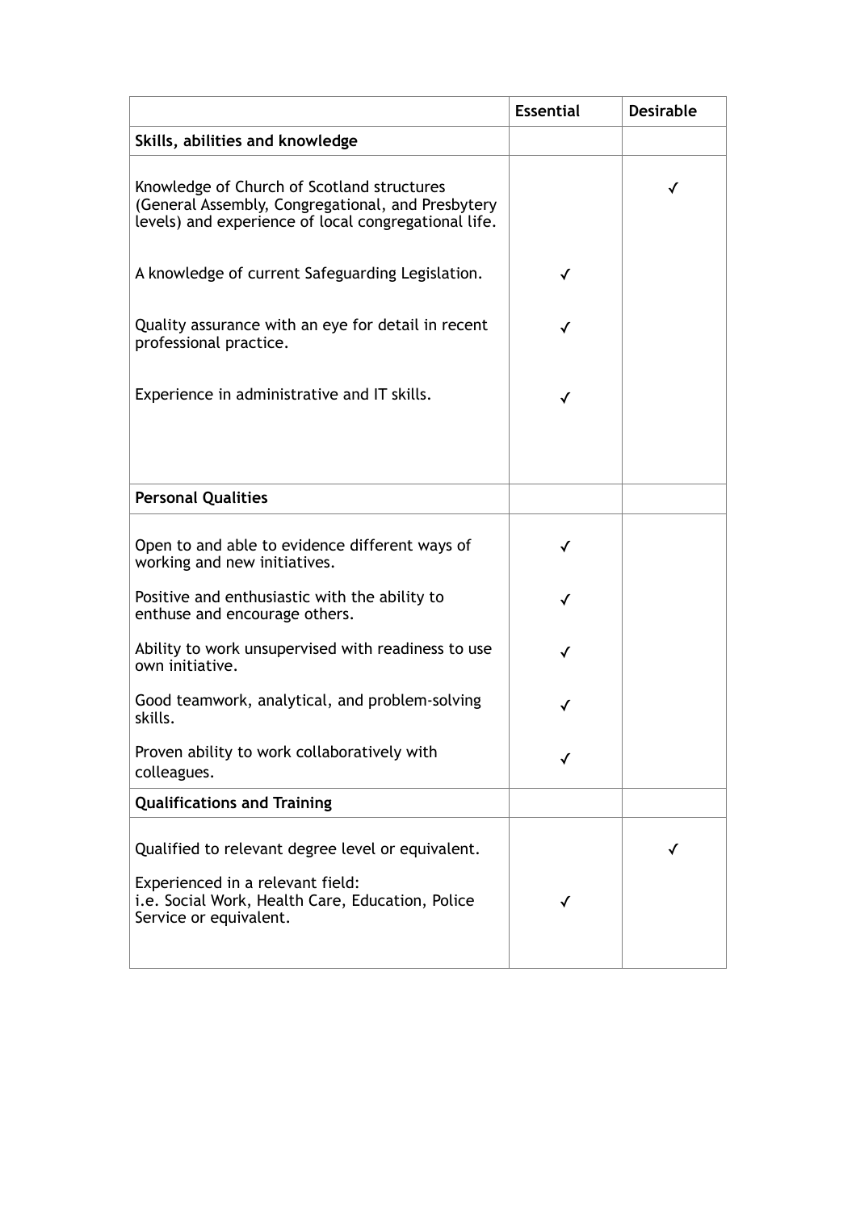| | Essential | Desirable |
|---|---|---|
| **Skills, abilities and knowledge** | | |
| Knowledge of Church of Scotland structures (General Assembly, Congregational, and Presbytery levels) and experience of local congregational life. | | ✓ |
| A knowledge of current Safeguarding Legislation. | ✓ | |
| Quality assurance with an eye for detail in recent professional practice. | ✓ | |
| Experience in administrative and IT skills. | ✓ | |
| **Personal Qualities** | | |
| Open to and able to evidence different ways of working and new initiatives. | ✓ | |
| Positive and enthusiastic with the ability to enthuse and encourage others. | ✓ | |
| Ability to work unsupervised with readiness to use own initiative. | ✓ | |
| Good teamwork, analytical, and problem-solving skills. | ✓ | |
| Proven ability to work collaboratively with colleagues. | ✓ | |
| **Qualifications and Training** | | |
| Qualified to relevant degree level or equivalent. | | ✓ |
| Experienced in a relevant field: i.e. Social Work, Health Care, Education, Police Service or equivalent. | ✓ | |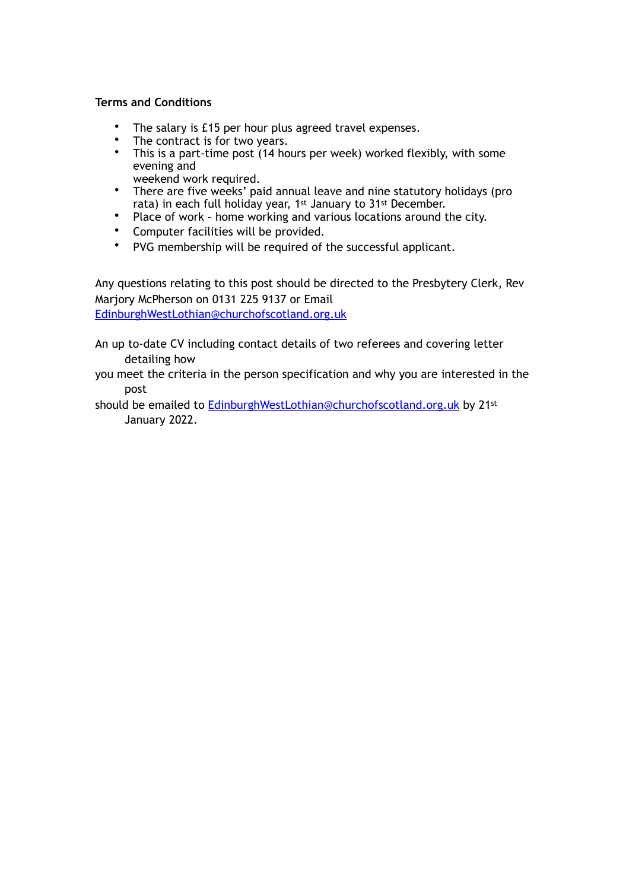**Terms and Conditions**

- The salary is £15 per hour plus agreed travel expenses.
- The contract is for two years.
- This is a part-time post (14 hours per week) worked flexibly, with some evening and weekend work required.
- There are five weeks' paid annual leave and nine statutory holidays (pro rata) in each full holiday year, 1st January to 31st December.
- Place of work – home working and various locations around the city.
- Computer facilities will be provided.
- PVG membership will be required of the successful applicant.

Any questions relating to this post should be directed to the Presbytery Clerk, Rev Marjory McPherson on 0131 225 9137 or Email EdinburghWestLothian@churchofscotland.org.uk

An up to-date CV including contact details of two referees and covering letter detailing how you meet the criteria in the person specification and why you are interested in the post should be emailed to EdinburghWestLothian@churchofscotland.org.uk by 21st January 2022.